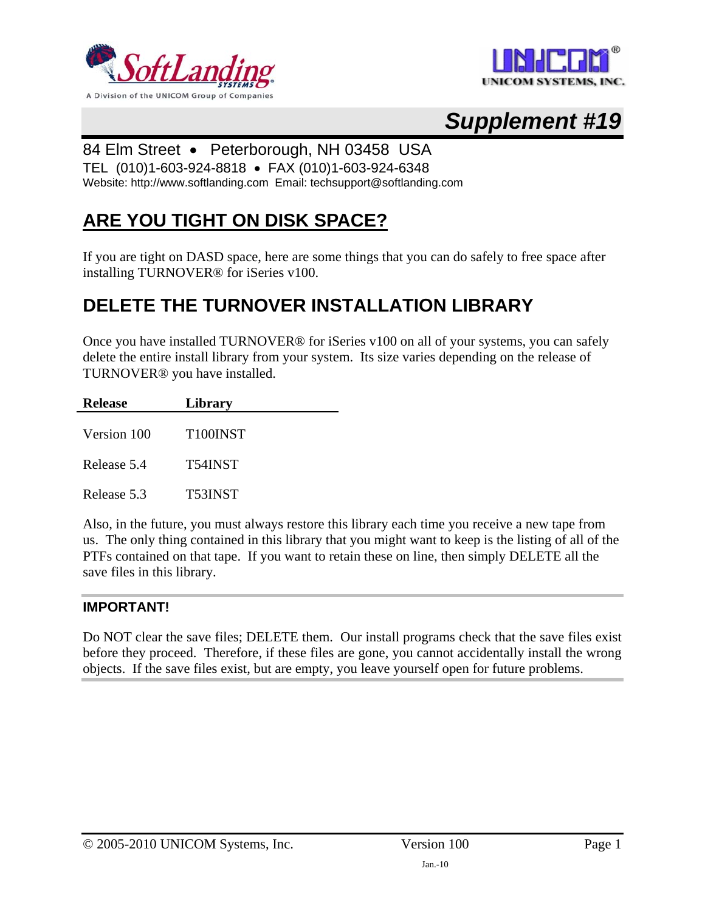*Supplement #19*

84 Elm Street • Peterborough, NH 03458 USA
TEL (010)1-603-924-8818 • FAX (010)1-603-924-6348
Website: http://www.softlanding.com Email: techsupport@softlanding.com

# ARE YOU TIGHT ON DISK SPACE?

If you are tight on DASD space, here are some things that you can do safely to free space after installing TURNOVER® for iSeries v100.

# DELETE THE TURNOVER INSTALLATION LIBRARY

Once you have installed TURNOVER® for iSeries v100 on all of your systems, you can safely delete the entire install library from your system. Its size varies depending on the release of TURNOVER® you have installed.

| Release | Library |
|---|---|
| Version 100 | T100INST |
| Release 5.4 | T54INST |
| Release 5.3 | T53INST |

Also, in the future, you must always restore this library each time you receive a new tape from us. The only thing contained in this library that you might want to keep is the listing of all of the PTFs contained on that tape. If you want to retain these on line, then simply DELETE all the save files in this library.

**IMPORTANT!**

Do NOT clear the save files; DELETE them. Our install programs check that the save files exist before they proceed. Therefore, if these files are gone, you cannot accidentally install the wrong objects. If the save files exist, but are empty, you leave yourself open for future problems.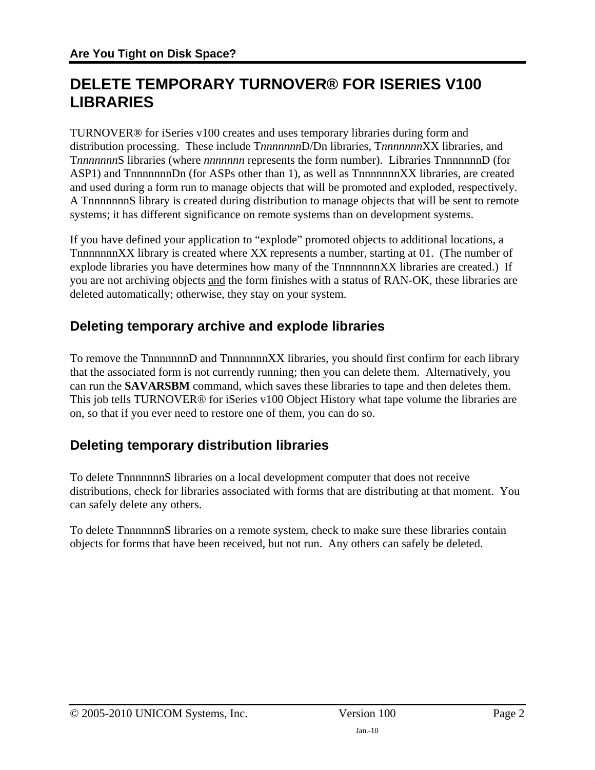# DELETE TEMPORARY TURNOVER® FOR ISERIES V100 LIBRARIES

TURNOVER® for iSeries v100 creates and uses temporary libraries during form and distribution processing. These include T*nnnnnnn*D/Dn libraries, T*nnnnnnn*XX libraries, and T*nnnnnnn*S libraries (where *nnnnnnn* represents the form number). Libraries TnnnnnnnD (for ASP1) and TnnnnnnnDn (for ASPs other than 1), as well as TnnnnnnnXX libraries, are created and used during a form run to manage objects that will be promoted and exploded, respectively. A TnnnnnnnS library is created during distribution to manage objects that will be sent to remote systems; it has different significance on remote systems than on development systems.

If you have defined your application to "explode" promoted objects to additional locations, a TnnnnnnnXX library is created where XX represents a number, starting at 01. (The number of explode libraries you have determines how many of the TnnnnnnnXX libraries are created.) If you are not archiving objects <u>and</u> the form finishes with a status of RAN-OK, these libraries are deleted automatically; otherwise, they stay on your system.

## Deleting temporary archive and explode libraries

To remove the TnnnnnnnD and TnnnnnnnXX libraries, you should first confirm for each library that the associated form is not currently running; then you can delete them. Alternatively, you can run the **SAVARSBM** command, which saves these libraries to tape and then deletes them. This job tells TURNOVER® for iSeries v100 Object History what tape volume the libraries are on, so that if you ever need to restore one of them, you can do so.

## Deleting temporary distribution libraries

To delete TnnnnnnnS libraries on a local development computer that does not receive distributions, check for libraries associated with forms that are distributing at that moment. You can safely delete any others.

To delete TnnnnnnnS libraries on a remote system, check to make sure these libraries contain objects for forms that have been received, but not run. Any others can safely be deleted.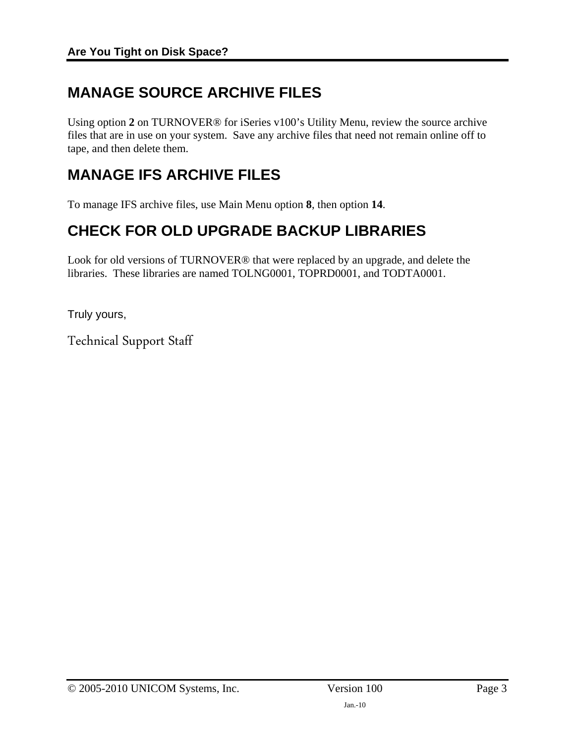## MANAGE SOURCE ARCHIVE FILES

Using option **2** on TURNOVER® for iSeries v100's Utility Menu, review the source archive files that are in use on your system. Save any archive files that need not remain online off to tape, and then delete them.

## MANAGE IFS ARCHIVE FILES

To manage IFS archive files, use Main Menu option **8**, then option **14**.

## CHECK FOR OLD UPGRADE BACKUP LIBRARIES

Look for old versions of TURNOVER® that were replaced by an upgrade, and delete the libraries. These libraries are named TOLNG0001, TOPRD0001, and TODTA0001.

Truly yours,

Technical Support Staff